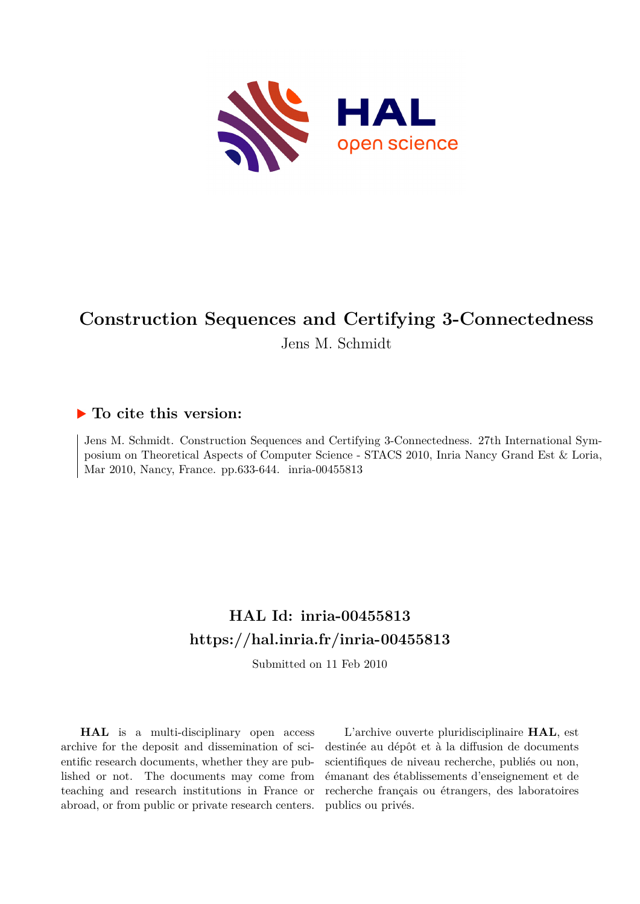# Construction Sequences and Certifying 3-Connectedness

Jens M. Schmidt

## ▶ To cite this version:

Jens M. Schmidt. Construction Sequences and Certifying 3-Connectedness. 27th International Symposium on Theoretical Aspects of Computer Science - STACS 2010, Inria Nancy Grand Est & Loria, Mar 2010, Nancy, France. pp.633-644. inria-00455813

## HAL Id: inria-00455813
## https://hal.inria.fr/inria-00455813

Submitted on 11 Feb 2010

**HAL** is a multi-disciplinary open access archive for the deposit and dissemination of scientific research documents, whether they are published or not. The documents may come from teaching and research institutions in France or abroad, or from public or private research centers.

L'archive ouverte pluridisciplinaire **HAL**, est destinée au dépôt et à la diffusion de documents scientifiques de niveau recherche, publiés ou non, émanant des établissements d'enseignement et de recherche français ou étrangers, des laboratoires publics ou privés.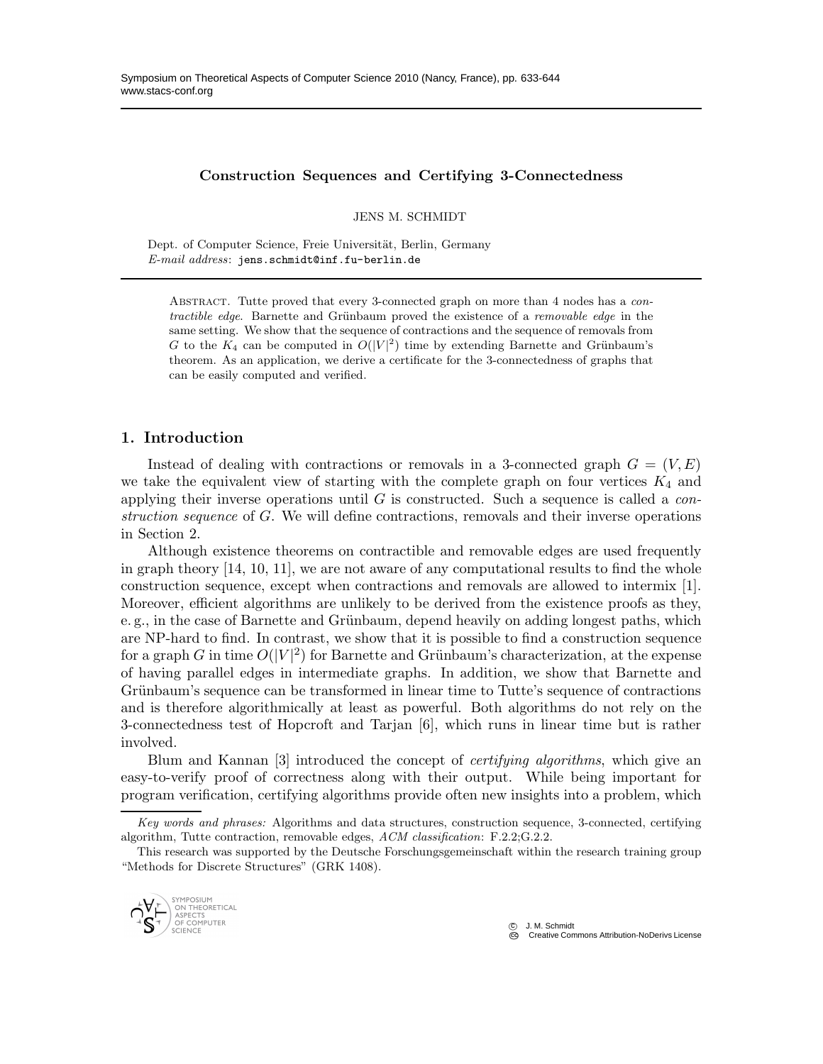**Construction Sequences and Certifying 3-Connectedness**

JENS M. SCHMIDT

Dept. of Computer Science, Freie Universität, Berlin, Germany
*E-mail address*: jens.schmidt@inf.fu-berlin.de

Abstract. Tutte proved that every 3-connected graph on more than 4 nodes has a *contractible edge*. Barnette and Grünbaum proved the existence of a *removable edge* in the same setting. We show that the sequence of contractions and the sequence of removals from $G$ to the $K_4$ can be computed in $O(|V|^2)$ time by extending Barnette and Grünbaum's theorem. As an application, we derive a certificate for the 3-connectedness of graphs that can be easily computed and verified.

## 1. Introduction

Instead of dealing with contractions or removals in a 3-connected graph $G = (V, E)$ we take the equivalent view of starting with the complete graph on four vertices $K_4$ and applying their inverse operations until $G$ is constructed. Such a sequence is called a *construction sequence* of $G$. We will define contractions, removals and their inverse operations in Section 2.

Although existence theorems on contractible and removable edges are used frequently in graph theory [14, 10, 11], we are not aware of any computational results to find the whole construction sequence, except when contractions and removals are allowed to intermix [1]. Moreover, efficient algorithms are unlikely to be derived from the existence proofs as they, e. g., in the case of Barnette and Grünbaum, depend heavily on adding longest paths, which are NP-hard to find. In contrast, we show that it is possible to find a construction sequence for a graph $G$ in time $O(|V|^2)$ for Barnette and Grünbaum's characterization, at the expense of having parallel edges in intermediate graphs. In addition, we show that Barnette and Grünbaum's sequence can be transformed in linear time to Tutte's sequence of contractions and is therefore algorithmically at least as powerful. Both algorithms do not rely on the 3-connectedness test of Hopcroft and Tarjan [6], which runs in linear time but is rather involved.

Blum and Kannan [3] introduced the concept of *certifying algorithms*, which give an easy-to-verify proof of correctness along with their output. While being important for program verification, certifying algorithms provide often new insights into a problem, which

*Key words and phrases:* Algorithms and data structures, construction sequence, 3-connected, certifying algorithm, Tutte contraction, removable edges, *ACM classification*: F.2.2;G.2.2.

This research was supported by the Deutsche Forschungsgemeinschaft within the research training group "Methods for Discrete Structures" (GRK 1408).

© J. M. Schmidt
Creative Commons Attribution-NoDerivs License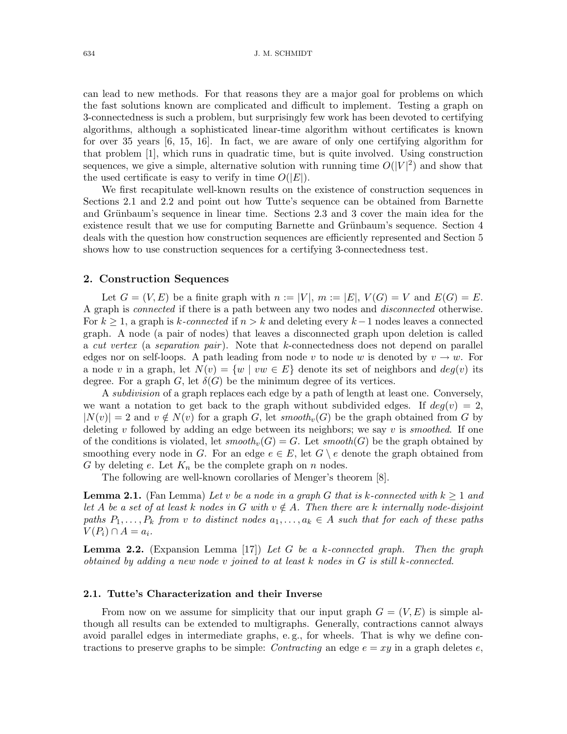can lead to new methods. For that reasons they are a major goal for problems on which the fast solutions known are complicated and difficult to implement. Testing a graph on 3-connectedness is such a problem, but surprisingly few work has been devoted to certifying algorithms, although a sophisticated linear-time algorithm without certificates is known for over 35 years [6, 15, 16]. In fact, we are aware of only one certifying algorithm for that problem [1], which runs in quadratic time, but is quite involved. Using construction sequences, we give a simple, alternative solution with running time $O(|V|^2)$ and show that the used certificate is easy to verify in time $O(|E|)$.

We first recapitulate well-known results on the existence of construction sequences in Sections 2.1 and 2.2 and point out how Tutte's sequence can be obtained from Barnette and Grünbaum's sequence in linear time. Sections 2.3 and 3 cover the main idea for the existence result that we use for computing Barnette and Grünbaum's sequence. Section 4 deals with the question how construction sequences are efficiently represented and Section 5 shows how to use construction sequences for a certifying 3-connectedness test.

## 2. Construction Sequences

Let $G = (V, E)$ be a finite graph with $n := |V|$, $m := |E|$, $V(G) = V$ and $E(G) = E$. A graph is *connected* if there is a path between any two nodes and *disconnected* otherwise. For $k \geq 1$, a graph is *k-connected* if $n > k$ and deleting every $k-1$ nodes leaves a connected graph. A node (a pair of nodes) that leaves a disconnected graph upon deletion is called a *cut vertex* (a *separation pair*). Note that $k$-connectedness does not depend on parallel edges nor on self-loops. A path leading from node $v$ to node $w$ is denoted by $v \rightarrow w$. For a node $v$ in a graph, let $N(v) = \{w \mid vw \in E\}$ denote its set of neighbors and $deg(v)$ its degree. For a graph $G$, let $\delta(G)$ be the minimum degree of its vertices.

A *subdivision* of a graph replaces each edge by a path of length at least one. Conversely, we want a notation to get back to the graph without subdivided edges. If $deg(v) = 2$, $|N(v)| = 2$ and $v \notin N(v)$ for a graph $G$, let $smooth_v(G)$ be the graph obtained from $G$ by deleting $v$ followed by adding an edge between its neighbors; we say $v$ is *smoothed*. If one of the conditions is violated, let $smooth_v(G) = G$. Let $smooth(G)$ be the graph obtained by smoothing every node in $G$. For an edge $e \in E$, let $G \setminus e$ denote the graph obtained from $G$ by deleting $e$. Let $K_n$ be the complete graph on $n$ nodes.

The following are well-known corollaries of Menger's theorem [8].

**Lemma 2.1.** (Fan Lemma) *Let $v$ be a node in a graph $G$ that is $k$-connected with $k \geq 1$ and let $A$ be a set of at least $k$ nodes in $G$ with $v \notin A$. Then there are $k$ internally node-disjoint paths $P_1, \ldots, P_k$ from $v$ to distinct nodes $a_1, \ldots, a_k \in A$ such that for each of these paths $V(P_i) \cap A = a_i$.*

**Lemma 2.2.** (Expansion Lemma [17]) *Let $G$ be a $k$-connected graph. Then the graph obtained by adding a new node $v$ joined to at least $k$ nodes in $G$ is still $k$-connected.*

### 2.1. Tutte's Characterization and their Inverse

From now on we assume for simplicity that our input graph $G = (V, E)$ is simple although all results can be extended to multigraphs. Generally, contractions cannot always avoid parallel edges in intermediate graphs, e. g., for wheels. That is why we define contractions to preserve graphs to be simple: *Contracting* an edge $e = xy$ in a graph deletes $e$,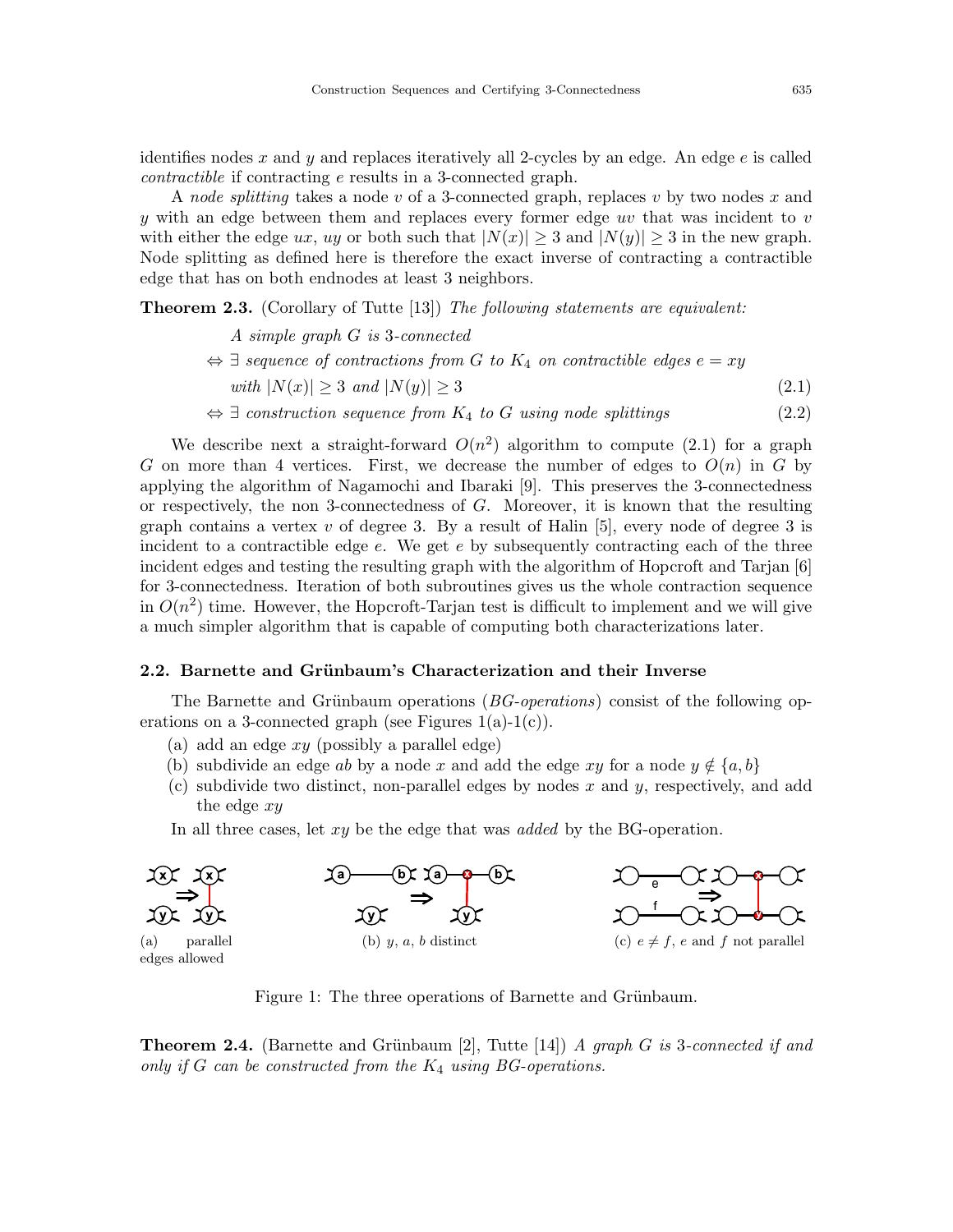identifies nodes $x$ and $y$ and replaces iteratively all 2-cycles by an edge. An edge $e$ is called *contractible* if contracting $e$ results in a 3-connected graph.

A *node splitting* takes a node $v$ of a 3-connected graph, replaces $v$ by two nodes $x$ and $y$ with an edge between them and replaces every former edge $uv$ that was incident to $v$ with either the edge $ux$, $uy$ or both such that $|N(x)| \geq 3$ and $|N(y)| \geq 3$ in the new graph. Node splitting as defined here is therefore the exact inverse of contracting a contractible edge that has on both endnodes at least 3 neighbors.

**Theorem 2.3.** (Corollary of Tutte [13]) *The following statements are equivalent:*

*A simple graph $G$ is 3-connected*

$\Leftrightarrow$ $\exists$ *sequence of contractions from $G$ to $K_4$ on contractible edges $e = xy$ with $|N(x)| \geq 3$ and $|N(y)| \geq 3$* (2.1)

$\Leftrightarrow$ $\exists$ *construction sequence from $K_4$ to $G$ using node splittings* (2.2)

We describe next a straight-forward $O(n^2)$ algorithm to compute (2.1) for a graph $G$ on more than 4 vertices. First, we decrease the number of edges to $O(n)$ in $G$ by applying the algorithm of Nagamochi and Ibaraki [9]. This preserves the 3-connectedness or respectively, the non 3-connectedness of $G$. Moreover, it is known that the resulting graph contains a vertex $v$ of degree 3. By a result of Halin [5], every node of degree 3 is incident to a contractible edge $e$. We get $e$ by subsequently contracting each of the three incident edges and testing the resulting graph with the algorithm of Hopcroft and Tarjan [6] for 3-connectedness. Iteration of both subroutines gives us the whole contraction sequence in $O(n^2)$ time. However, the Hopcroft-Tarjan test is difficult to implement and we will give a much simpler algorithm that is capable of computing both characterizations later.

## 2.2. Barnette and Grünbaum's Characterization and their Inverse

The Barnette and Grünbaum operations (*BG-operations*) consist of the following operations on a 3-connected graph (see Figures 1(a)-1(c)).

(a) add an edge $xy$ (possibly a parallel edge)

(b) subdivide an edge $ab$ by a node $x$ and add the edge $xy$ for a node $y \notin \{a, b\}$

(c) subdivide two distinct, non-parallel edges by nodes $x$ and $y$, respectively, and add the edge $xy$

In all three cases, let $xy$ be the edge that was *added* by the BG-operation.

(a) parallel edges allowed

(b) $y$, $a$, $b$ distinct

(c) $e \neq f$, $e$ and $f$ not parallel

Figure 1: The three operations of Barnette and Grünbaum.

**Theorem 2.4.** (Barnette and Grünbaum [2], Tutte [14]) *A graph $G$ is 3-connected if and only if $G$ can be constructed from the $K_4$ using BG-operations.*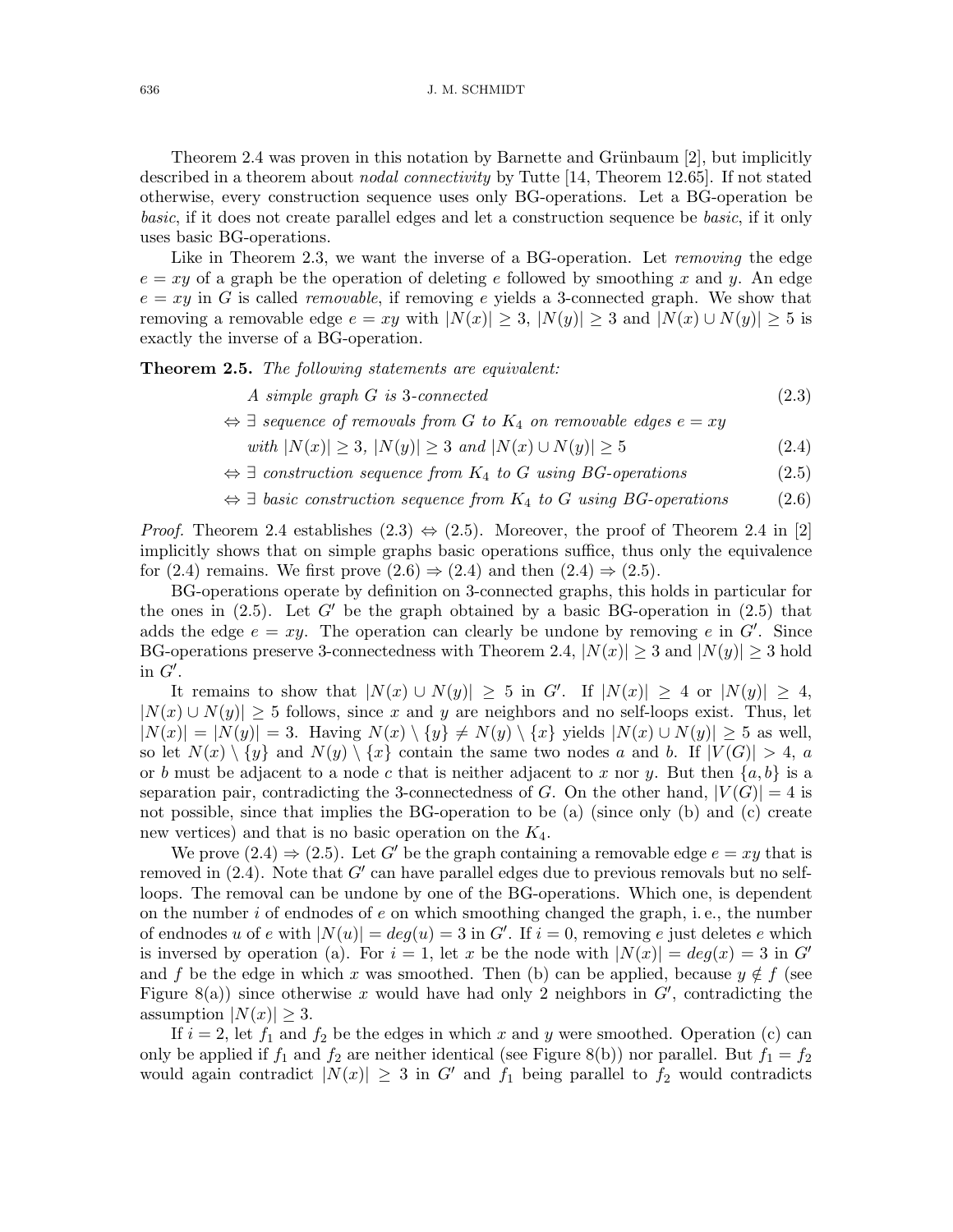Theorem 2.4 was proven in this notation by Barnette and Grünbaum [2], but implicitly described in a theorem about *nodal connectivity* by Tutte [14, Theorem 12.65]. If not stated otherwise, every construction sequence uses only BG-operations. Let a BG-operation be *basic*, if it does not create parallel edges and let a construction sequence be *basic*, if it only uses basic BG-operations.

Like in Theorem 2.3, we want the inverse of a BG-operation. Let *removing* the edge $e = xy$ of a graph be the operation of deleting $e$ followed by smoothing $x$ and $y$. An edge $e = xy$ in $G$ is called *removable*, if removing $e$ yields a 3-connected graph. We show that removing a removable edge $e = xy$ with $|N(x)| \geq 3$, $|N(y)| \geq 3$ and $|N(x) \cup N(y)| \geq 5$ is exactly the inverse of a BG-operation.

**Theorem 2.5.** *The following statements are equivalent:*

$$\text{A simple graph } G \text{ is 3-connected} \tag{2.3}$$

$$\Leftrightarrow \exists \text{ sequence of removals from } G \text{ to } K_4 \text{ on removable edges } e = xy$$
$$\text{with } |N(x)| \geq 3,\ |N(y)| \geq 3 \text{ and } |N(x) \cup N(y)| \geq 5 \tag{2.4}$$

$$\Leftrightarrow \exists \text{ construction sequence from } K_4 \text{ to } G \text{ using BG-operations} \tag{2.5}$$

$$\Leftrightarrow \exists \text{ basic construction sequence from } K_4 \text{ to } G \text{ using BG-operations} \tag{2.6}$$

*Proof.* Theorem 2.4 establishes (2.3) $\Leftrightarrow$ (2.5). Moreover, the proof of Theorem 2.4 in [2] implicitly shows that on simple graphs basic operations suffice, thus only the equivalence for (2.4) remains. We first prove (2.6) $\Rightarrow$ (2.4) and then (2.4) $\Rightarrow$ (2.5).

BG-operations operate by definition on 3-connected graphs, this holds in particular for the ones in (2.5). Let $G'$ be the graph obtained by a basic BG-operation in (2.5) that adds the edge $e = xy$. The operation can clearly be undone by removing $e$ in $G'$. Since BG-operations preserve 3-connectedness with Theorem 2.4, $|N(x)| \geq 3$ and $|N(y)| \geq 3$ hold in $G'$.

It remains to show that $|N(x) \cup N(y)| \geq 5$ in $G'$. If $|N(x)| \geq 4$ or $|N(y)| \geq 4$, $|N(x) \cup N(y)| \geq 5$ follows, since $x$ and $y$ are neighbors and no self-loops exist. Thus, let $|N(x)| = |N(y)| = 3$. Having $N(x) \setminus \{y\} \neq N(y) \setminus \{x\}$ yields $|N(x) \cup N(y)| \geq 5$ as well, so let $N(x) \setminus \{y\}$ and $N(y) \setminus \{x\}$ contain the same two nodes $a$ and $b$. If $|V(G)| > 4$, $a$ or $b$ must be adjacent to a node $c$ that is neither adjacent to $x$ nor $y$. But then $\{a, b\}$ is a separation pair, contradicting the 3-connectedness of $G$. On the other hand, $|V(G)| = 4$ is not possible, since that implies the BG-operation to be (a) (since only (b) and (c) create new vertices) and that is no basic operation on the $K_4$.

We prove (2.4) $\Rightarrow$ (2.5). Let $G'$ be the graph containing a removable edge $e = xy$ that is removed in (2.4). Note that $G'$ can have parallel edges due to previous removals but no self-loops. The removal can be undone by one of the BG-operations. Which one, is dependent on the number $i$ of endnodes of $e$ on which smoothing changed the graph, i. e., the number of endnodes $u$ of $e$ with $|N(u)| = deg(u) = 3$ in $G'$. If $i = 0$, removing $e$ just deletes $e$ which is inversed by operation (a). For $i = 1$, let $x$ be the node with $|N(x)| = deg(x) = 3$ in $G'$ and $f$ be the edge in which $x$ was smoothed. Then (b) can be applied, because $y \notin f$ (see Figure 8(a)) since otherwise $x$ would have had only 2 neighbors in $G'$, contradicting the assumption $|N(x)| \geq 3$.

If $i = 2$, let $f_1$ and $f_2$ be the edges in which $x$ and $y$ were smoothed. Operation (c) can only be applied if $f_1$ and $f_2$ are neither identical (see Figure 8(b)) nor parallel. But $f_1 = f_2$ would again contradict $|N(x)| \geq 3$ in $G'$ and $f_1$ being parallel to $f_2$ would contradicts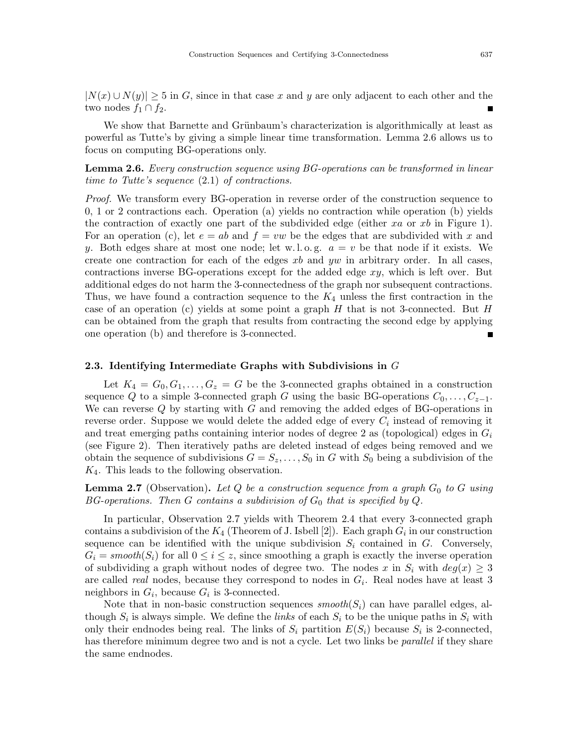$|N(x) \cup N(y)| \geq 5$ in $G$, since in that case $x$ and $y$ are only adjacent to each other and the two nodes $f_1 \cap f_2$. ∎

We show that Barnette and Grünbaum's characterization is algorithmically at least as powerful as Tutte's by giving a simple linear time transformation. Lemma 2.6 allows us to focus on computing BG-operations only.

**Lemma 2.6.** *Every construction sequence using BG-operations can be transformed in linear time to Tutte's sequence* (2.1) *of contractions.*

*Proof.* We transform every BG-operation in reverse order of the construction sequence to 0, 1 or 2 contractions each. Operation (a) yields no contraction while operation (b) yields the contraction of exactly one part of the subdivided edge (either $xa$ or $xb$ in Figure 1). For an operation (c), let $e = ab$ and $f = vw$ be the edges that are subdivided with $x$ and $y$. Both edges share at most one node; let w. l. o. g. $a = v$ be that node if it exists. We create one contraction for each of the edges $xb$ and $yw$ in arbitrary order. In all cases, contractions inverse BG-operations except for the added edge $xy$, which is left over. But additional edges do not harm the 3-connectedness of the graph nor subsequent contractions. Thus, we have found a contraction sequence to the $K_4$ unless the first contraction in the case of an operation (c) yields at some point a graph $H$ that is not 3-connected. But $H$ can be obtained from the graph that results from contracting the second edge by applying one operation (b) and therefore is 3-connected. ∎

### 2.3. Identifying Intermediate Graphs with Subdivisions in $G$

Let $K_4 = G_0, G_1, \ldots, G_z = G$ be the 3-connected graphs obtained in a construction sequence $Q$ to a simple 3-connected graph $G$ using the basic BG-operations $C_0, \ldots, C_{z-1}$. We can reverse $Q$ by starting with $G$ and removing the added edges of BG-operations in reverse order. Suppose we would delete the added edge of every $C_i$ instead of removing it and treat emerging paths containing interior nodes of degree 2 as (topological) edges in $G_i$ (see Figure 2). Then iteratively paths are deleted instead of edges being removed and we obtain the sequence of subdivisions $G = S_z, \ldots, S_0$ in $G$ with $S_0$ being a subdivision of the $K_4$. This leads to the following observation.

**Lemma 2.7** (Observation)**.** *Let $Q$ be a construction sequence from a graph $G_0$ to $G$ using BG-operations. Then $G$ contains a subdivision of $G_0$ that is specified by $Q$.*

In particular, Observation 2.7 yields with Theorem 2.4 that every 3-connected graph contains a subdivision of the $K_4$ (Theorem of J. Isbell [2]). Each graph $G_i$ in our construction sequence can be identified with the unique subdivision $S_i$ contained in $G$. Conversely, $G_i = smooth(S_i)$ for all $0 \leq i \leq z$, since smoothing a graph is exactly the inverse operation of subdividing a graph without nodes of degree two. The nodes $x$ in $S_i$ with $deg(x) \geq 3$ are called *real* nodes, because they correspond to nodes in $G_i$. Real nodes have at least 3 neighbors in $G_i$, because $G_i$ is 3-connected.

Note that in non-basic construction sequences $smooth(S_i)$ can have parallel edges, although $S_i$ is always simple. We define the *links* of each $S_i$ to be the unique paths in $S_i$ with only their endnodes being real. The links of $S_i$ partition $E(S_i)$ because $S_i$ is 2-connected, has therefore minimum degree two and is not a cycle. Let two links be *parallel* if they share the same endnodes.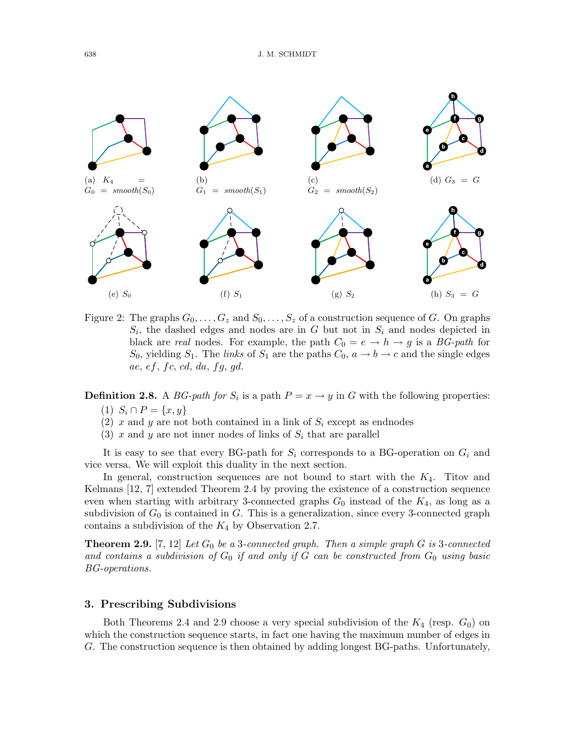(a) $K_4 = G_0 = smooth(S_0)$

(b) $G_1 = smooth(S_1)$

(c) $G_2 = smooth(S_2)$

(d) $G_3 = G$

(e) $S_0$

(f) $S_1$

(g) $S_2$

(h) $S_3 = G$

Figure 2: The graphs $G_0, \ldots, G_z$ and $S_0, \ldots, S_z$ of a construction sequence of $G$. On graphs $S_i$, the dashed edges and nodes are in $G$ but not in $S_i$ and nodes depicted in black are *real* nodes. For example, the path $C_0 = e \rightarrow h \rightarrow g$ is a *BG-path* for $S_0$, yielding $S_1$. The *links* of $S_1$ are the paths $C_0$, $a \rightarrow b \rightarrow c$ and the single edges $ae$, $ef$, $fc$, $cd$, $da$, $fg$, $gd$.

**Definition 2.8.** A *BG-path for $S_i$* is a path $P = x \rightarrow y$ in $G$ with the following properties:

1. $S_i \cap P = \{x, y\}$
2. $x$ and $y$ are not both contained in a link of $S_i$ except as endnodes
3. $x$ and $y$ are not inner nodes of links of $S_i$ that are parallel

It is easy to see that every BG-path for $S_i$ corresponds to a BG-operation on $G_i$ and vice versa. We will exploit this duality in the next section.

In general, construction sequences are not bound to start with the $K_4$. Titov and Kelmans [12, 7] extended Theorem 2.4 by proving the existence of a construction sequence even when starting with arbitrary 3-connected graphs $G_0$ instead of the $K_4$, as long as a subdivision of $G_0$ is contained in $G$. This is a generalization, since every 3-connected graph contains a subdivision of the $K_4$ by Observation 2.7.

**Theorem 2.9.** [7, 12] *Let $G_0$ be a 3-connected graph. Then a simple graph $G$ is 3-connected and contains a subdivision of $G_0$ if and only if $G$ can be constructed from $G_0$ using basic BG-operations.*

## 3. Prescribing Subdivisions

Both Theorems 2.4 and 2.9 choose a very special subdivision of the $K_4$ (resp. $G_0$) on which the construction sequence starts, in fact one having the maximum number of edges in $G$. The construction sequence is then obtained by adding longest BG-paths. Unfortunately,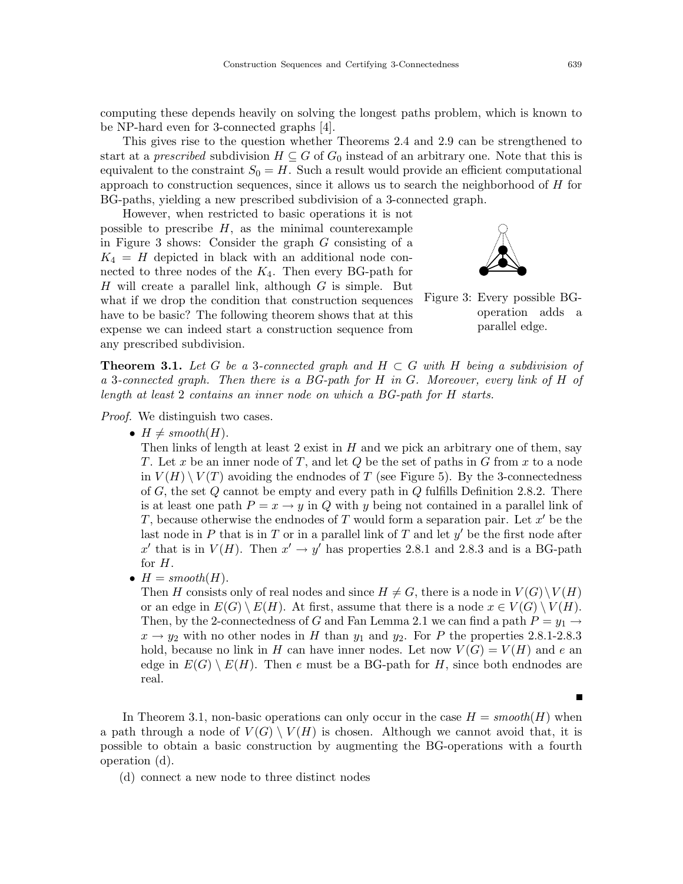computing these depends heavily on solving the longest paths problem, which is known to be NP-hard even for 3-connected graphs [4].

This gives rise to the question whether Theorems 2.4 and 2.9 can be strengthened to start at a *prescribed* subdivision $H \subseteq G$ of $G_0$ instead of an arbitrary one. Note that this is equivalent to the constraint $S_0 = H$. Such a result would provide an efficient computational approach to construction sequences, since it allows us to search the neighborhood of $H$ for BG-paths, yielding a new prescribed subdivision of a 3-connected graph.

However, when restricted to basic operations it is not possible to prescribe $H$, as the minimal counterexample in Figure 3 shows: Consider the graph $G$ consisting of a $K_4 = H$ depicted in black with an additional node connected to three nodes of the $K_4$. Then every BG-path for $H$ will create a parallel link, although $G$ is simple. But what if we drop the condition that construction sequences have to be basic? The following theorem shows that at this expense we can indeed start a construction sequence from any prescribed subdivision.

Figure 3: Every possible BG-operation adds a parallel edge.

**Theorem 3.1.** *Let $G$ be a 3-connected graph and $H \subset G$ with $H$ being a subdivision of a 3-connected graph. Then there is a BG-path for $H$ in $G$. Moreover, every link of $H$ of length at least 2 contains an inner node on which a BG-path for $H$ starts.*

*Proof.* We distinguish two cases.

- $H \neq smooth(H)$.
  Then links of length at least 2 exist in $H$ and we pick an arbitrary one of them, say $T$. Let $x$ be an inner node of $T$, and let $Q$ be the set of paths in $G$ from $x$ to a node in $V(H) \setminus V(T)$ avoiding the endnodes of $T$ (see Figure 5). By the 3-connectedness of $G$, the set $Q$ cannot be empty and every path in $Q$ fulfills Definition 2.8.2. There is at least one path $P = x \rightarrow y$ in $Q$ with $y$ being not contained in a parallel link of $T$, because otherwise the endnodes of $T$ would form a separation pair. Let $x'$ be the last node in $P$ that is in $T$ or in a parallel link of $T$ and let $y'$ be the first node after $x'$ that is in $V(H)$. Then $x' \rightarrow y'$ has properties 2.8.1 and 2.8.3 and is a BG-path for $H$.
- $H = smooth(H)$.
  Then $H$ consists only of real nodes and since $H \neq G$, there is a node in $V(G) \setminus V(H)$ or an edge in $E(G) \setminus E(H)$. At first, assume that there is a node $x \in V(G) \setminus V(H)$. Then, by the 2-connectedness of $G$ and Fan Lemma 2.1 we can find a path $P = y_1 \rightarrow x \rightarrow y_2$ with no other nodes in $H$ than $y_1$ and $y_2$. For $P$ the properties 2.8.1-2.8.3 hold, because no link in $H$ can have inner nodes. Let now $V(G) = V(H)$ and $e$ an edge in $E(G) \setminus E(H)$. Then $e$ must be a BG-path for $H$, since both endnodes are real.

■

In Theorem 3.1, non-basic operations can only occur in the case $H = smooth(H)$ when a path through a node of $V(G) \setminus V(H)$ is chosen. Although we cannot avoid that, it is possible to obtain a basic construction by augmenting the BG-operations with a fourth operation (d).

(d) connect a new node to three distinct nodes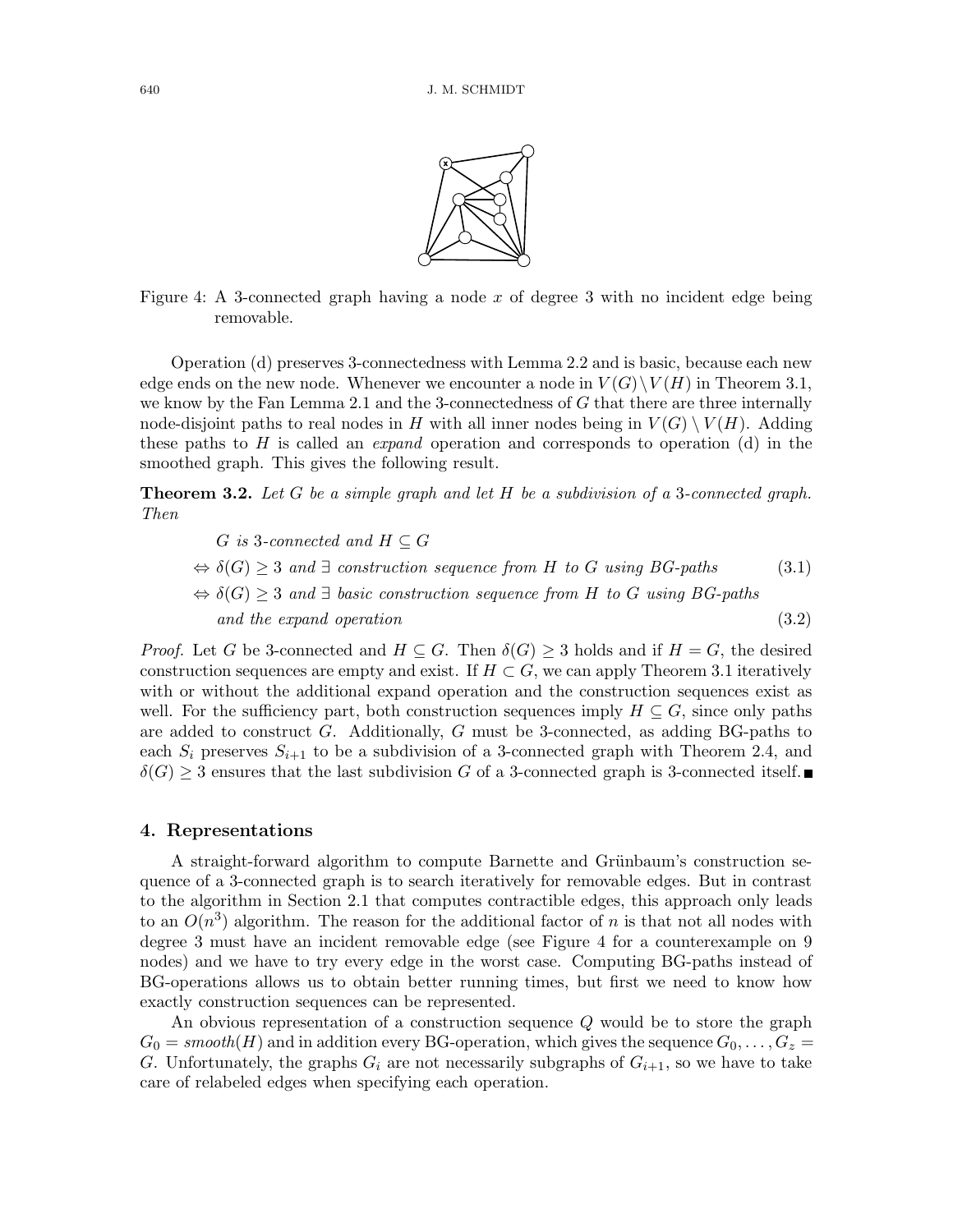Figure 4: A 3-connected graph having a node $x$ of degree 3 with no incident edge being removable.

Operation (d) preserves 3-connectedness with Lemma 2.2 and is basic, because each new edge ends on the new node. Whenever we encounter a node in $V(G) \setminus V(H)$ in Theorem 3.1, we know by the Fan Lemma 2.1 and the 3-connectedness of $G$ that there are three internally node-disjoint paths to real nodes in $H$ with all inner nodes being in $V(G) \setminus V(H)$. Adding these paths to $H$ is called an *expand* operation and corresponds to operation (d) in the smoothed graph. This gives the following result.

**Theorem 3.2.** *Let $G$ be a simple graph and let $H$ be a subdivision of a 3-connected graph. Then*

$$
\begin{aligned}
& G \text{ is 3-connected and } H \subseteq G \\
\Leftrightarrow\ & \delta(G) \geq 3 \text{ and } \exists \text{ construction sequence from } H \text{ to } G \text{ using BG-paths} \qquad (3.1) \\
\Leftrightarrow\ & \delta(G) \geq 3 \text{ and } \exists \text{ basic construction sequence from } H \text{ to } G \text{ using BG-paths} \\
& \text{and the expand operation} \qquad (3.2)
\end{aligned}
$$

*Proof.* Let $G$ be 3-connected and $H \subseteq G$. Then $\delta(G) \geq 3$ holds and if $H = G$, the desired construction sequences are empty and exist. If $H \subset G$, we can apply Theorem 3.1 iteratively with or without the additional expand operation and the construction sequences exist as well. For the sufficiency part, both construction sequences imply $H \subseteq G$, since only paths are added to construct $G$. Additionally, $G$ must be 3-connected, as adding BG-paths to each $S_i$ preserves $S_{i+1}$ to be a subdivision of a 3-connected graph with Theorem 2.4, and $\delta(G) \geq 3$ ensures that the last subdivision $G$ of a 3-connected graph is 3-connected itself. ∎

## 4. Representations

A straight-forward algorithm to compute Barnette and Grünbaum's construction sequence of a 3-connected graph is to search iteratively for removable edges. But in contrast to the algorithm in Section 2.1 that computes contractible edges, this approach only leads to an $O(n^3)$ algorithm. The reason for the additional factor of $n$ is that not all nodes with degree 3 must have an incident removable edge (see Figure 4 for a counterexample on 9 nodes) and we have to try every edge in the worst case. Computing BG-paths instead of BG-operations allows us to obtain better running times, but first we need to know how exactly construction sequences can be represented.

An obvious representation of a construction sequence $Q$ would be to store the graph $G_0 = smooth(H)$ and in addition every BG-operation, which gives the sequence $G_0, \ldots, G_z = G$. Unfortunately, the graphs $G_i$ are not necessarily subgraphs of $G_{i+1}$, so we have to take care of relabeled edges when specifying each operation.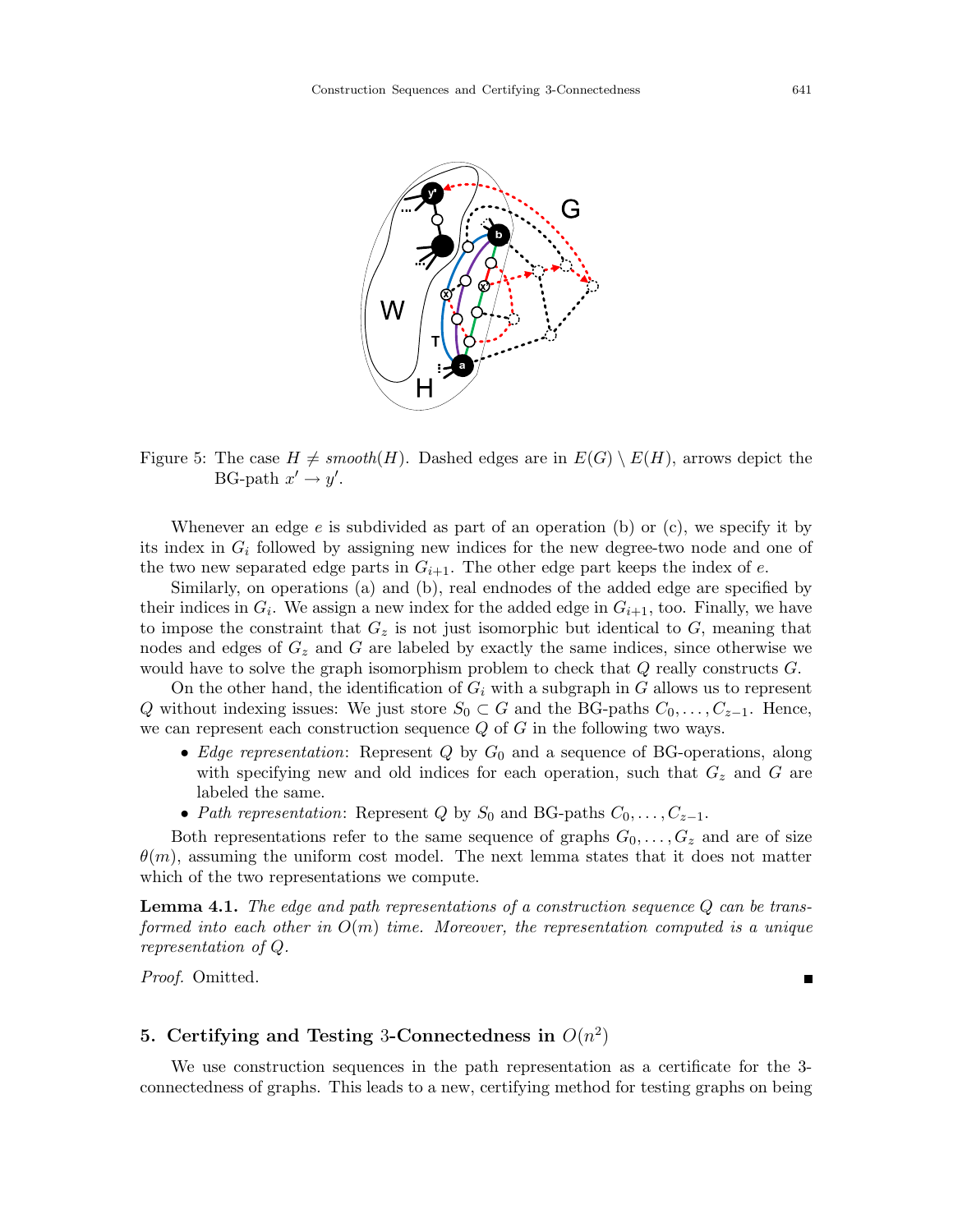Figure 5: The case $H \neq smooth(H)$. Dashed edges are in $E(G) \setminus E(H)$, arrows depict the BG-path $x' \rightarrow y'$.

Whenever an edge $e$ is subdivided as part of an operation (b) or (c), we specify it by its index in $G_i$ followed by assigning new indices for the new degree-two node and one of the two new separated edge parts in $G_{i+1}$. The other edge part keeps the index of $e$.

Similarly, on operations (a) and (b), real endnodes of the added edge are specified by their indices in $G_i$. We assign a new index for the added edge in $G_{i+1}$, too. Finally, we have to impose the constraint that $G_z$ is not just isomorphic but identical to $G$, meaning that nodes and edges of $G_z$ and $G$ are labeled by exactly the same indices, since otherwise we would have to solve the graph isomorphism problem to check that $Q$ really constructs $G$.

On the other hand, the identification of $G_i$ with a subgraph in $G$ allows us to represent $Q$ without indexing issues: We just store $S_0 \subset G$ and the BG-paths $C_0, \ldots, C_{z-1}$. Hence, we can represent each construction sequence $Q$ of $G$ in the following two ways.

- *Edge representation*: Represent $Q$ by $G_0$ and a sequence of BG-operations, along with specifying new and old indices for each operation, such that $G_z$ and $G$ are labeled the same.
- *Path representation*: Represent $Q$ by $S_0$ and BG-paths $C_0, \ldots, C_{z-1}$.

Both representations refer to the same sequence of graphs $G_0, \ldots, G_z$ and are of size $\theta(m)$, assuming the uniform cost model. The next lemma states that it does not matter which of the two representations we compute.

**Lemma 4.1.** *The edge and path representations of a construction sequence $Q$ can be transformed into each other in $O(m)$ time. Moreover, the representation computed is a unique representation of $Q$.*

*Proof.* Omitted. ∎

## 5. Certifying and Testing 3-Connectedness in $O(n^2)$

We use construction sequences in the path representation as a certificate for the 3-connectedness of graphs. This leads to a new, certifying method for testing graphs on being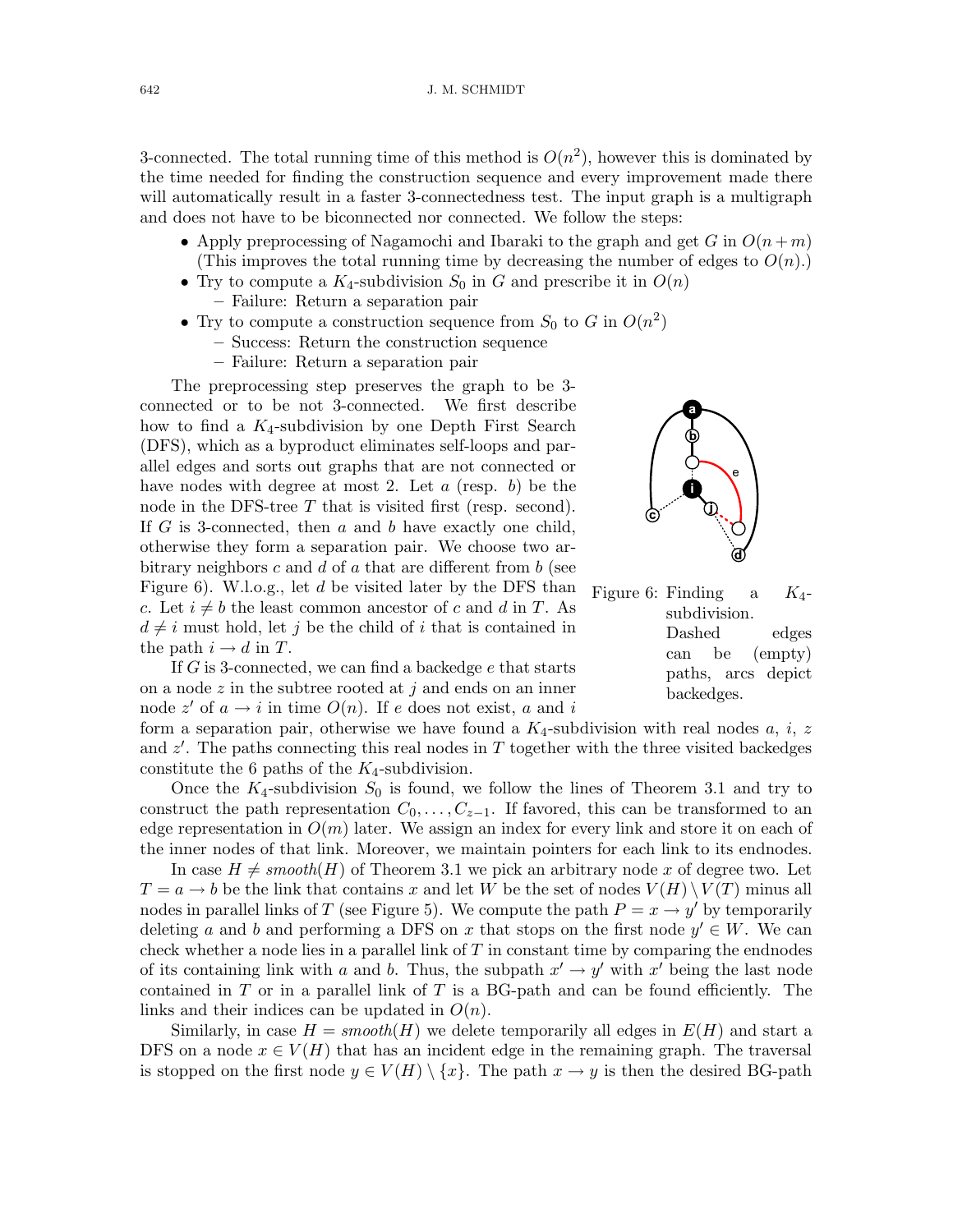3-connected. The total running time of this method is $O(n^2)$, however this is dominated by the time needed for finding the construction sequence and every improvement made there will automatically result in a faster 3-connectedness test. The input graph is a multigraph and does not have to be biconnected nor connected. We follow the steps:

- Apply preprocessing of Nagamochi and Ibaraki to the graph and get $G$ in $O(n+m)$ (This improves the total running time by decreasing the number of edges to $O(n)$.)
- Try to compute a $K_4$-subdivision $S_0$ in $G$ and prescribe it in $O(n)$
  - Failure: Return a separation pair
- Try to compute a construction sequence from $S_0$ to $G$ in $O(n^2)$
  - Success: Return the construction sequence
  - Failure: Return a separation pair

The preprocessing step preserves the graph to be 3-connected or to be not 3-connected. We first describe how to find a $K_4$-subdivision by one Depth First Search (DFS), which as a byproduct eliminates self-loops and parallel edges and sorts out graphs that are not connected or have nodes with degree at most 2. Let $a$ (resp. $b$) be the node in the DFS-tree $T$ that is visited first (resp. second). If $G$ is 3-connected, then $a$ and $b$ have exactly one child, otherwise they form a separation pair. We choose two arbitrary neighbors $c$ and $d$ of $a$ that are different from $b$ (see Figure 6). W.l.o.g., let $d$ be visited later by the DFS than $c$. Let $i \neq b$ the least common ancestor of $c$ and $d$ in $T$. As $d \neq i$ must hold, let $j$ be the child of $i$ that is contained in the path $i \rightarrow d$ in $T$.

Figure 6: Finding a $K_4$-subdivision. Dashed edges can be (empty) paths, arcs depict backedges.

If $G$ is 3-connected, we can find a backedge $e$ that starts on a node $z$ in the subtree rooted at $j$ and ends on an inner node $z'$ of $a \rightarrow i$ in time $O(n)$. If $e$ does not exist, $a$ and $i$ form a separation pair, otherwise we have found a $K_4$-subdivision with real nodes $a$, $i$, $z$ and $z'$. The paths connecting this real nodes in $T$ together with the three visited backedges constitute the 6 paths of the $K_4$-subdivision.

Once the $K_4$-subdivision $S_0$ is found, we follow the lines of Theorem 3.1 and try to construct the path representation $C_0, \dots, C_{z-1}$. If favored, this can be transformed to an edge representation in $O(m)$ later. We assign an index for every link and store it on each of the inner nodes of that link. Moreover, we maintain pointers for each link to its endnodes.

In case $H \neq smooth(H)$ of Theorem 3.1 we pick an arbitrary node $x$ of degree two. Let $T = a \rightarrow b$ be the link that contains $x$ and let $W$ be the set of nodes $V(H) \setminus V(T)$ minus all nodes in parallel links of $T$ (see Figure 5). We compute the path $P = x \rightarrow y'$ by temporarily deleting $a$ and $b$ and performing a DFS on $x$ that stops on the first node $y' \in W$. We can check whether a node lies in a parallel link of $T$ in constant time by comparing the endnodes of its containing link with $a$ and $b$. Thus, the subpath $x' \rightarrow y'$ with $x'$ being the last node contained in $T$ or in a parallel link of $T$ is a BG-path and can be found efficiently. The links and their indices can be updated in $O(n)$.

Similarly, in case $H = smooth(H)$ we delete temporarily all edges in $E(H)$ and start a DFS on a node $x \in V(H)$ that has an incident edge in the remaining graph. The traversal is stopped on the first node $y \in V(H) \setminus \{x\}$. The path $x \rightarrow y$ is then the desired BG-path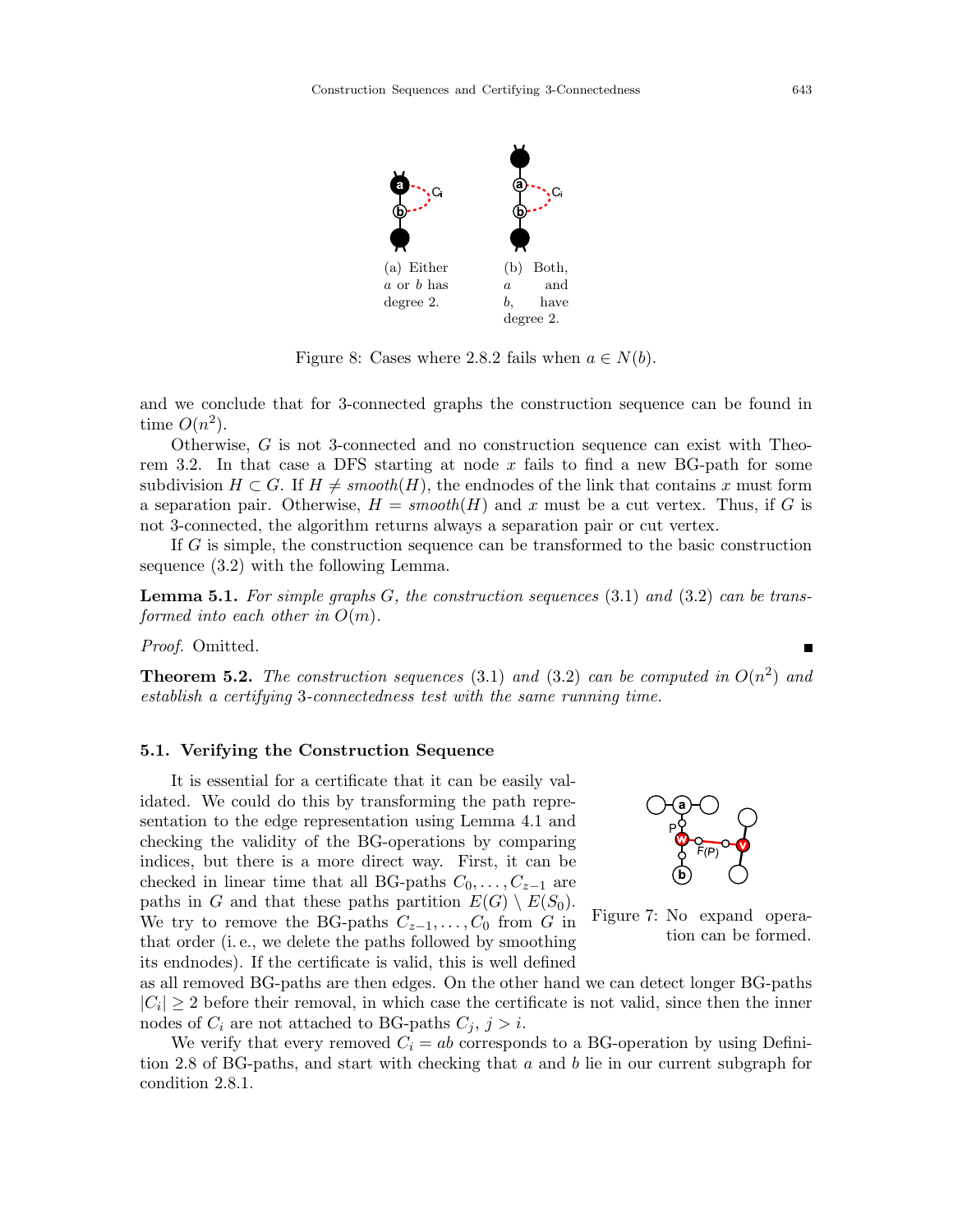(a) Either $a$ or $b$ has degree 2.

(b) Both, $a$ and $b$, have degree 2.

Figure 8: Cases where 2.8.2 fails when $a \in N(b)$.

and we conclude that for 3-connected graphs the construction sequence can be found in time $O(n^2)$.

Otherwise, $G$ is not 3-connected and no construction sequence can exist with Theorem 3.2. In that case a DFS starting at node $x$ fails to find a new BG-path for some subdivision $H \subset G$. If $H \neq smooth(H)$, the endnodes of the link that contains $x$ must form a separation pair. Otherwise, $H = smooth(H)$ and $x$ must be a cut vertex. Thus, if $G$ is not 3-connected, the algorithm returns always a separation pair or cut vertex.

If $G$ is simple, the construction sequence can be transformed to the basic construction sequence (3.2) with the following Lemma.

**Lemma 5.1.** *For simple graphs $G$, the construction sequences* (3.1) *and* (3.2) *can be transformed into each other in $O(m)$.*

*Proof.* Omitted. ■

**Theorem 5.2.** *The construction sequences* (3.1) *and* (3.2) *can be computed in $O(n^2)$ and establish a certifying 3-connectedness test with the same running time.*

### 5.1. Verifying the Construction Sequence

It is essential for a certificate that it can be easily validated. We could do this by transforming the path representation to the edge representation using Lemma 4.1 and checking the validity of the BG-operations by comparing indices, but there is a more direct way. First, it can be checked in linear time that all BG-paths $C_0, \ldots, C_{z-1}$ are paths in $G$ and that these paths partition $E(G) \setminus E(S_0)$. We try to remove the BG-paths $C_{z-1}, \ldots, C_0$ from $G$ in that order (i.e., we delete the paths followed by smoothing its endnodes). If the certificate is valid, this is well defined as all removed BG-paths are then edges. On the other hand we can detect longer BG-paths $|C_i| \geq 2$ before their removal, in which case the certificate is not valid, since then the inner nodes of $C_i$ are not attached to BG-paths $C_j$, $j > i$.

Figure 7: No expand operation can be formed.

We verify that every removed $C_i = ab$ corresponds to a BG-operation by using Definition 2.8 of BG-paths, and start with checking that $a$ and $b$ lie in our current subgraph for condition 2.8.1.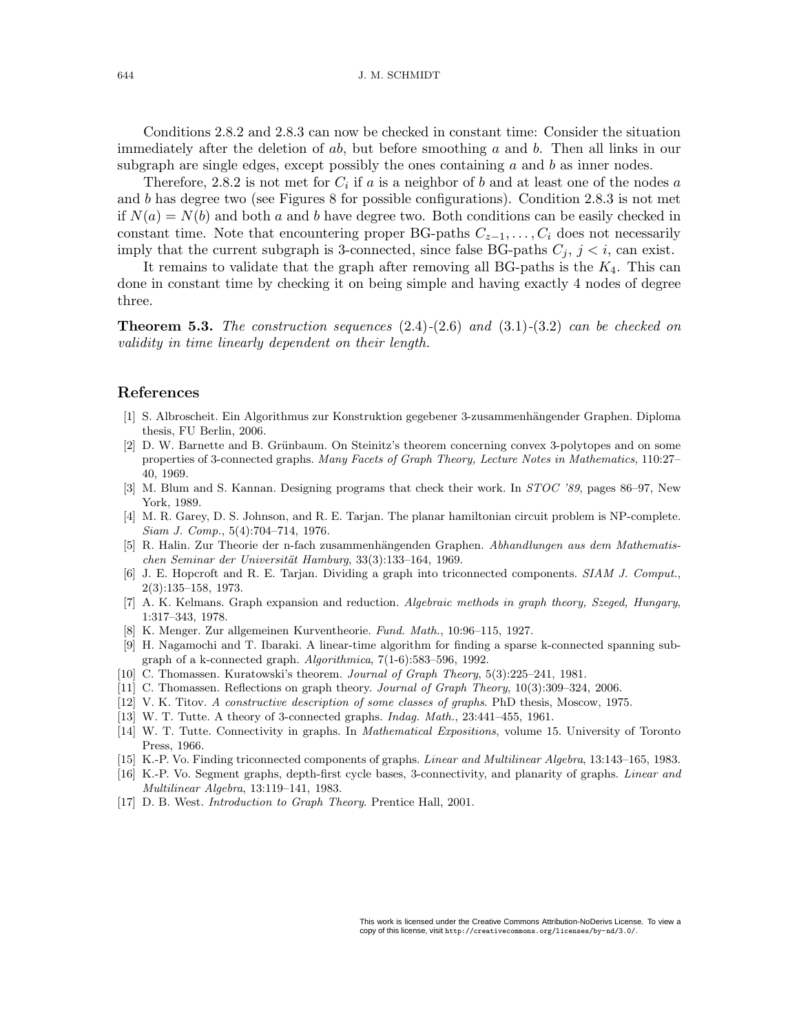Conditions 2.8.2 and 2.8.3 can now be checked in constant time: Consider the situation immediately after the deletion of $ab$, but before smoothing $a$ and $b$. Then all links in our subgraph are single edges, except possibly the ones containing $a$ and $b$ as inner nodes.

Therefore, 2.8.2 is not met for $C_i$ if $a$ is a neighbor of $b$ and at least one of the nodes $a$ and $b$ has degree two (see Figures 8 for possible configurations). Condition 2.8.3 is not met if $N(a) = N(b)$ and both $a$ and $b$ have degree two. Both conditions can be easily checked in constant time. Note that encountering proper BG-paths $C_{z-1}, \ldots, C_i$ does not necessarily imply that the current subgraph is 3-connected, since false BG-paths $C_j$, $j < i$, can exist.

It remains to validate that the graph after removing all BG-paths is the $K_4$. This can done in constant time by checking it on being simple and having exactly 4 nodes of degree three.

**Theorem 5.3.** *The construction sequences* (2.4)-(2.6) *and* (3.1)-(3.2) *can be checked on validity in time linearly dependent on their length.*

## References

[1] S. Albroscheit. Ein Algorithmus zur Konstruktion gegebener 3-zusammenhängender Graphen. Diploma thesis, FU Berlin, 2006.

[2] D. W. Barnette and B. Grünbaum. On Steinitz's theorem concerning convex 3-polytopes and on some properties of 3-connected graphs. *Many Facets of Graph Theory, Lecture Notes in Mathematics*, 110:27–40, 1969.

[3] M. Blum and S. Kannan. Designing programs that check their work. In *STOC '89*, pages 86–97, New York, 1989.

[4] M. R. Garey, D. S. Johnson, and R. E. Tarjan. The planar hamiltonian circuit problem is NP-complete. *Siam J. Comp.*, 5(4):704–714, 1976.

[5] R. Halin. Zur Theorie der n-fach zusammenhängenden Graphen. *Abhandlungen aus dem Mathematischen Seminar der Universität Hamburg*, 33(3):133–164, 1969.

[6] J. E. Hopcroft and R. E. Tarjan. Dividing a graph into triconnected components. *SIAM J. Comput.*, 2(3):135–158, 1973.

[7] A. K. Kelmans. Graph expansion and reduction. *Algebraic methods in graph theory, Szeged, Hungary*, 1:317–343, 1978.

[8] K. Menger. Zur allgemeinen Kurventheorie. *Fund. Math.*, 10:96–115, 1927.

[9] H. Nagamochi and T. Ibaraki. A linear-time algorithm for finding a sparse k-connected spanning subgraph of a k-connected graph. *Algorithmica*, 7(1-6):583–596, 1992.

[10] C. Thomassen. Kuratowski's theorem. *Journal of Graph Theory*, 5(3):225–241, 1981.

[11] C. Thomassen. Reflections on graph theory. *Journal of Graph Theory*, 10(3):309–324, 2006.

[12] V. K. Titov. *A constructive description of some classes of graphs*. PhD thesis, Moscow, 1975.

[13] W. T. Tutte. A theory of 3-connected graphs. *Indag. Math.*, 23:441–455, 1961.

[14] W. T. Tutte. Connectivity in graphs. In *Mathematical Expositions*, volume 15. University of Toronto Press, 1966.

[15] K.-P. Vo. Finding triconnected components of graphs. *Linear and Multilinear Algebra*, 13:143–165, 1983.

[16] K.-P. Vo. Segment graphs, depth-first cycle bases, 3-connectivity, and planarity of graphs. *Linear and Multilinear Algebra*, 13:119–141, 1983.

[17] D. B. West. *Introduction to Graph Theory*. Prentice Hall, 2001.

This work is licensed under the Creative Commons Attribution-NoDerivs License. To view a copy of this license, visit http://creativecommons.org/licenses/by-nd/3.0/.